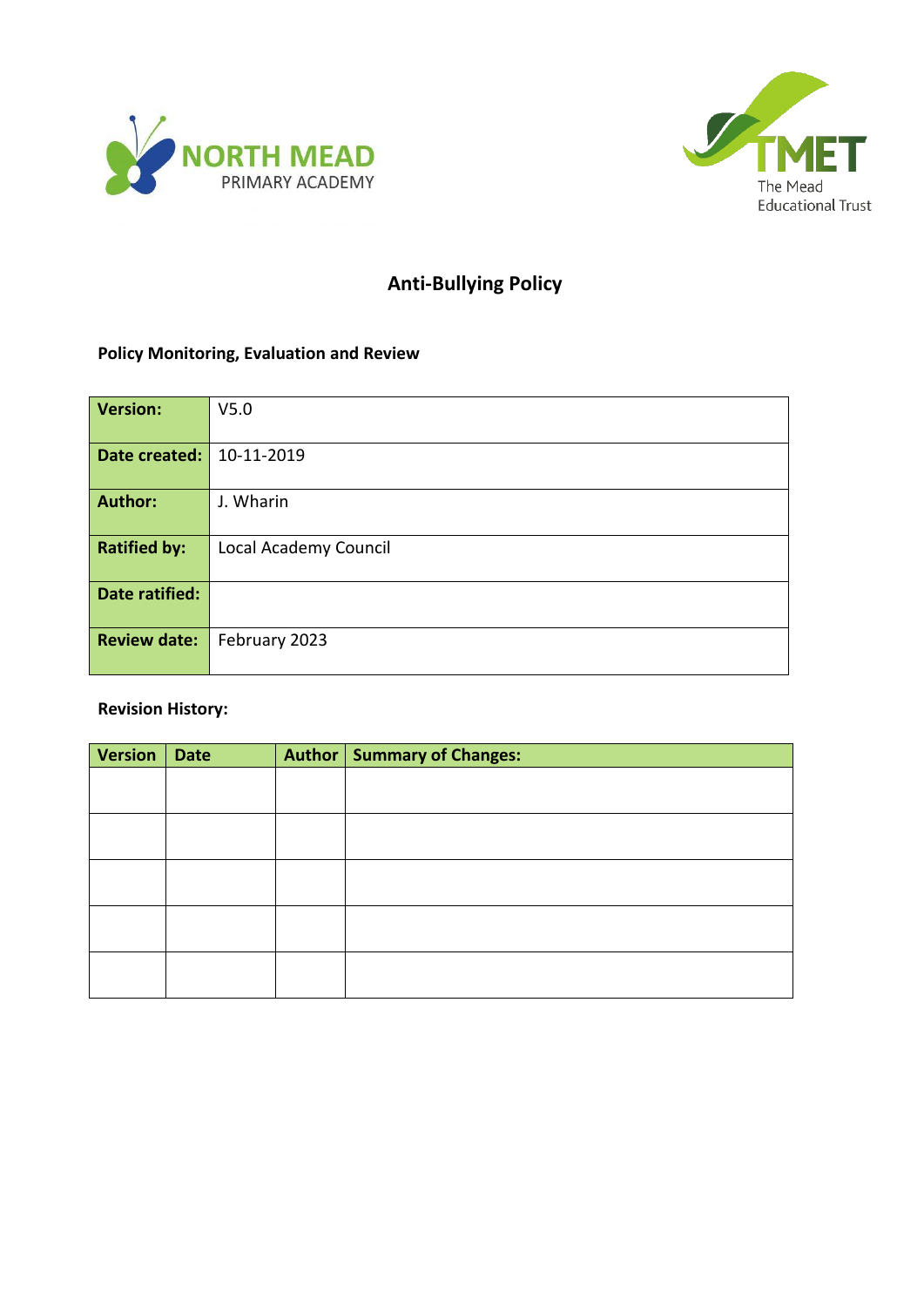NORTH MEAD PRIMARY ACADEMY

TMET The Mead Educational Trust

# Anti-Bullying Policy

## Policy Monitoring, Evaluation and Review

| **Version:** | V5.0 |
|---|---|
| **Date created:** | 10-11-2019 |
| **Author:** | J. Wharin |
| **Ratified by:** | Local Academy Council |
| **Date ratified:** | |
| **Review date:** | February 2023 |

## Revision History:

| Version | Date | Author | Summary of Changes: |
|---|---|---|---|
| | | | |
| | | | |
| | | | |
| | | | |
| | | | |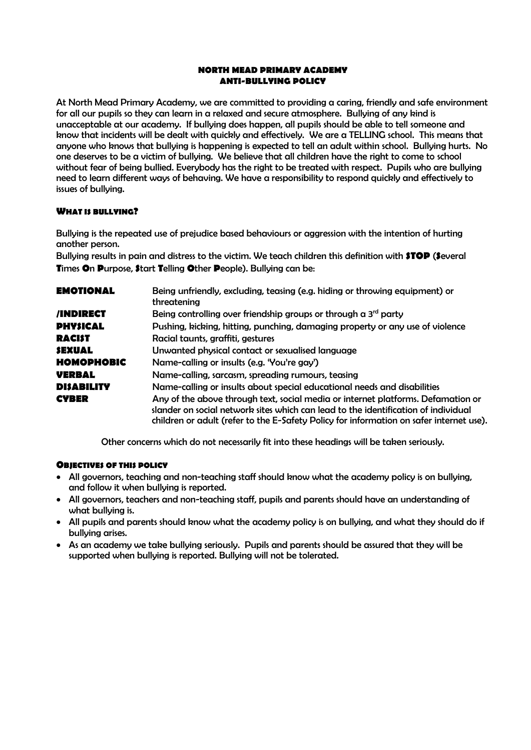# NORTH MEAD PRIMARY ACADEMY
# ANTI-BULLYING POLICY

At North Mead Primary Academy, we are committed to providing a caring, friendly and safe environment for all our pupils so they can learn in a relaxed and secure atmosphere. Bullying of any kind is unacceptable at our academy. If bullying does happen, all pupils should be able to tell someone and know that incidents will be dealt with quickly and effectively. We are a TELLING school. This means that anyone who knows that bullying is happening is expected to tell an adult within school. Bullying hurts. No one deserves to be a victim of bullying. We believe that all children have the right to come to school without fear of being bullied. Everybody has the right to be treated with respect. Pupils who are bullying need to learn different ways of behaving. We have a responsibility to respond quickly and effectively to issues of bullying.

## What is bullying?

Bullying is the repeated use of prejudice based behaviours or aggression with the intention of hurting another person.

Bullying results in pain and distress to the victim. We teach children this definition with **STOP** (**S**everal **T**imes **O**n **P**urpose, **S**tart **T**elling **O**ther **P**eople). Bullying can be:

| | |
|---|---|
| **EMOTIONAL** | Being unfriendly, excluding, teasing (e.g. hiding or throwing equipment) or threatening |
| **/INDIRECT** | Being controlling over friendship groups or through a 3rd party |
| **PHYSICAL** | Pushing, kicking, hitting, punching, damaging property or any use of violence |
| **RACIST** | Racial taunts, graffiti, gestures |
| **SEXUAL** | Unwanted physical contact or sexualised language |
| **HOMOPHOBIC** | Name-calling or insults (e.g. 'You're gay') |
| **VERBAL** | Name-calling, sarcasm, spreading rumours, teasing |
| **DISABILITY** | Name-calling or insults about special educational needs and disabilities |
| **CYBER** | Any of the above through text, social media or internet platforms. Defamation or slander on social network sites which can lead to the identification of individual children or adult (refer to the E-Safety Policy for information on safer internet use). |

Other concerns which do not necessarily fit into these headings will be taken seriously.

## Objectives of this policy

- All governors, teaching and non-teaching staff should know what the academy policy is on bullying, and follow it when bullying is reported.
- All governors, teachers and non-teaching staff, pupils and parents should have an understanding of what bullying is.
- All pupils and parents should know what the academy policy is on bullying, and what they should do if bullying arises.
- As an academy we take bullying seriously. Pupils and parents should be assured that they will be supported when bullying is reported. Bullying will not be tolerated.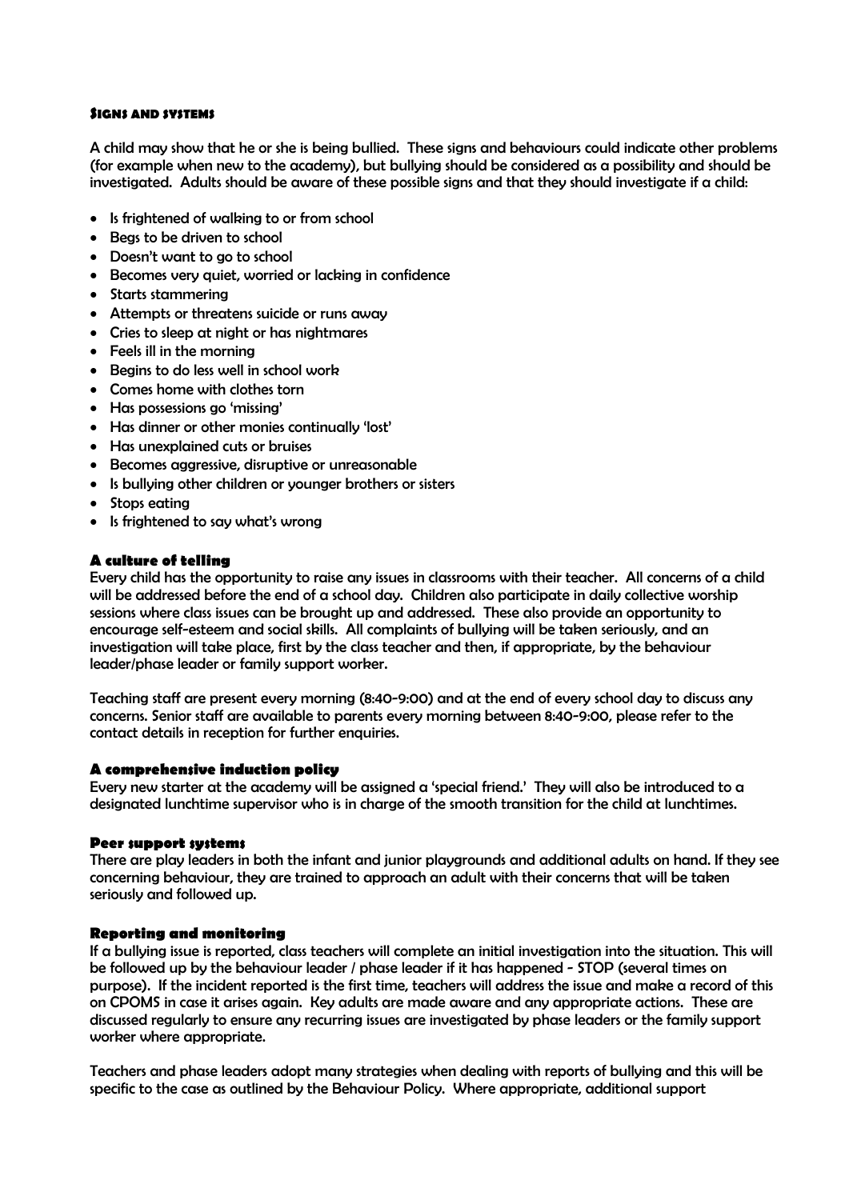#### Signs and systems

A child may show that he or she is being bullied. These signs and behaviours could indicate other problems (for example when new to the academy), but bullying should be considered as a possibility and should be investigated. Adults should be aware of these possible signs and that they should investigate if a child:

- Is frightened of walking to or from school
- Begs to be driven to school
- Doesn't want to go to school
- Becomes very quiet, worried or lacking in confidence
- Starts stammering
- Attempts or threatens suicide or runs away
- Cries to sleep at night or has nightmares
- Feels ill in the morning
- Begins to do less well in school work
- Comes home with clothes torn
- Has possessions go 'missing'
- Has dinner or other monies continually 'lost'
- Has unexplained cuts or bruises
- Becomes aggressive, disruptive or unreasonable
- Is bullying other children or younger brothers or sisters
- Stops eating
- Is frightened to say what's wrong

#### A culture of telling

Every child has the opportunity to raise any issues in classrooms with their teacher. All concerns of a child will be addressed before the end of a school day. Children also participate in daily collective worship sessions where class issues can be brought up and addressed. These also provide an opportunity to encourage self-esteem and social skills. All complaints of bullying will be taken seriously, and an investigation will take place, first by the class teacher and then, if appropriate, by the behaviour leader/phase leader or family support worker.

Teaching staff are present every morning (8:40-9:00) and at the end of every school day to discuss any concerns. Senior staff are available to parents every morning between 8:40-9:00, please refer to the contact details in reception for further enquiries.

#### A comprehensive induction policy

Every new starter at the academy will be assigned a 'special friend.' They will also be introduced to a designated lunchtime supervisor who is in charge of the smooth transition for the child at lunchtimes.

#### Peer support systems

There are play leaders in both the infant and junior playgrounds and additional adults on hand. If they see concerning behaviour, they are trained to approach an adult with their concerns that will be taken seriously and followed up.

#### Reporting and monitoring

If a bullying issue is reported, class teachers will complete an initial investigation into the situation. This will be followed up by the behaviour leader / phase leader if it has happened - STOP (several times on purpose). If the incident reported is the first time, teachers will address the issue and make a record of this on CPOMS in case it arises again. Key adults are made aware and any appropriate actions. These are discussed regularly to ensure any recurring issues are investigated by phase leaders or the family support worker where appropriate.

Teachers and phase leaders adopt many strategies when dealing with reports of bullying and this will be specific to the case as outlined by the Behaviour Policy. Where appropriate, additional support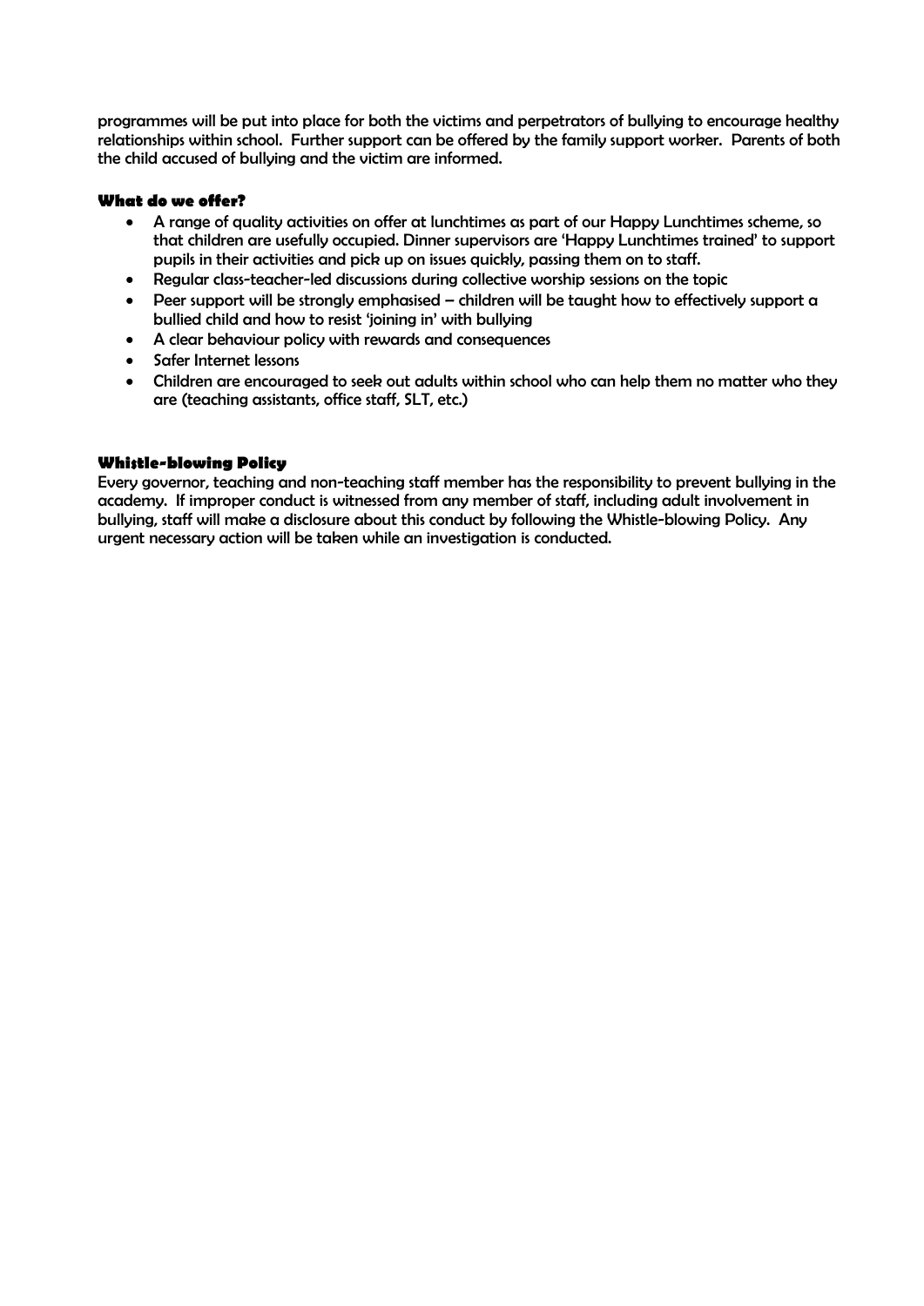programmes will be put into place for both the victims and perpetrators of bullying to encourage healthy relationships within school. Further support can be offered by the family support worker. Parents of both the child accused of bullying and the victim are informed.

#### What do we offer?

- A range of quality activities on offer at lunchtimes as part of our Happy Lunchtimes scheme, so that children are usefully occupied. Dinner supervisors are 'Happy Lunchtimes trained' to support pupils in their activities and pick up on issues quickly, passing them on to staff.
- Regular class-teacher-led discussions during collective worship sessions on the topic
- Peer support will be strongly emphasised – children will be taught how to effectively support a bullied child and how to resist 'joining in' with bullying
- A clear behaviour policy with rewards and consequences
- Safer Internet lessons
- Children are encouraged to seek out adults within school who can help them no matter who they are (teaching assistants, office staff, SLT, etc.)

#### Whistle-blowing Policy

Every governor, teaching and non-teaching staff member has the responsibility to prevent bullying in the academy. If improper conduct is witnessed from any member of staff, including adult involvement in bullying, staff will make a disclosure about this conduct by following the Whistle-blowing Policy. Any urgent necessary action will be taken while an investigation is conducted.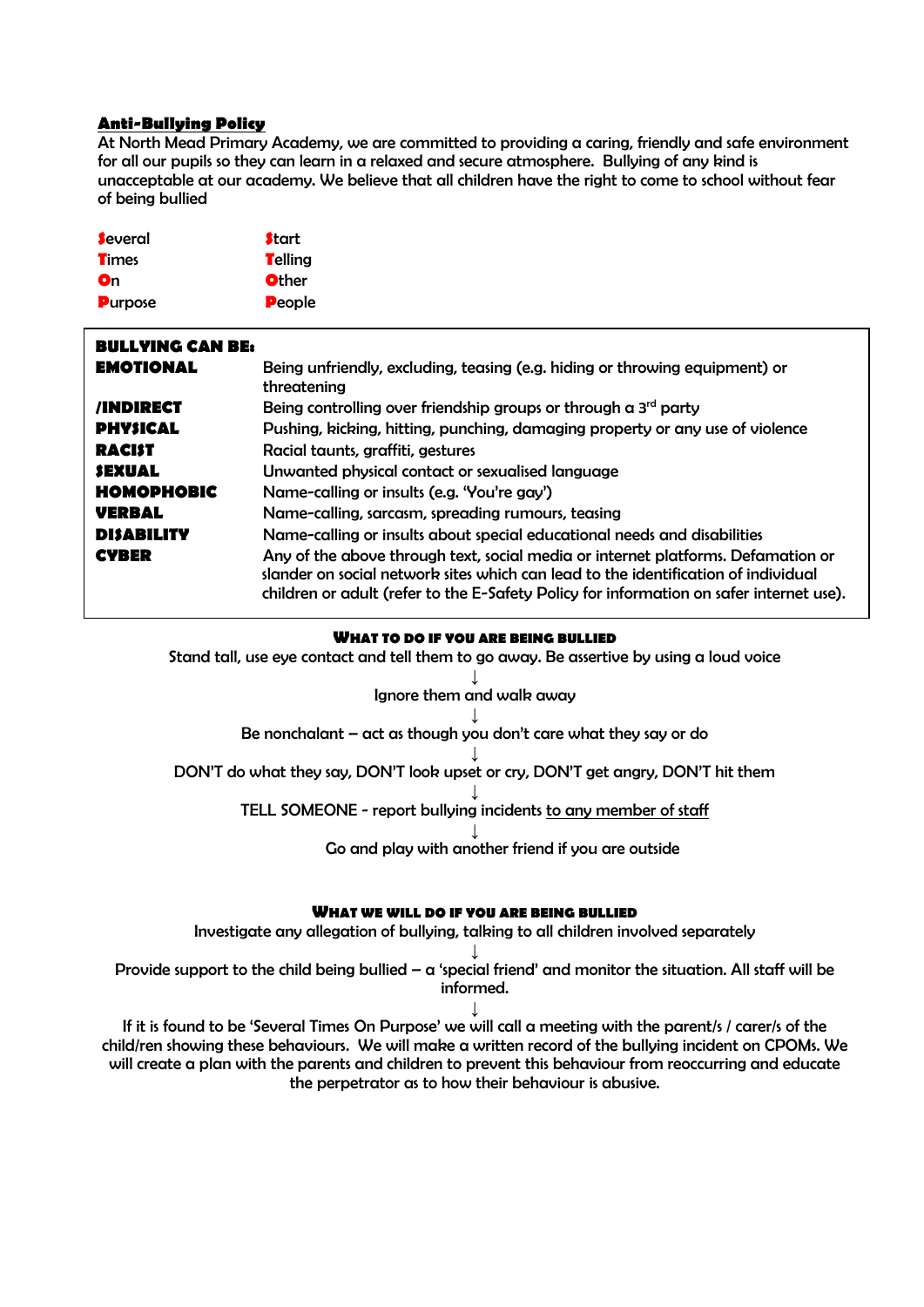## Anti-Bullying Policy

At North Mead Primary Academy, we are committed to providing a caring, friendly and safe environment for all our pupils so they can learn in a relaxed and secure atmosphere. Bullying of any kind is unacceptable at our academy. We believe that all children have the right to come to school without fear of being bullied

| | |
|---|---|
| **S**everal | **S**tart |
| **T**imes | **T**elling |
| **O**n | **O**ther |
| **P**urpose | **P**eople |

| **BULLYING CAN BE:** | |
|---|---|
| **EMOTIONAL** | Being unfriendly, excluding, teasing (e.g. hiding or throwing equipment) or threatening |
| **/INDIRECT** | Being controlling over friendship groups or through a 3rd party |
| **PHYSICAL** | Pushing, kicking, hitting, punching, damaging property or any use of violence |
| **RACIST** | Racial taunts, graffiti, gestures |
| **SEXUAL** | Unwanted physical contact or sexualised language |
| **HOMOPHOBIC** | Name-calling or insults (e.g. 'You're gay') |
| **VERBAL** | Name-calling, sarcasm, spreading rumours, teasing |
| **DISABILITY** | Name-calling or insults about special educational needs and disabilities |
| **CYBER** | Any of the above through text, social media or internet platforms. Defamation or slander on social network sites which can lead to the identification of individual children or adult (refer to the E-Safety Policy for information on safer internet use). |

### What to do if you are being bullied

Stand tall, use eye contact and tell them to go away. Be assertive by using a loud voice

↓

Ignore them and walk away

↓

Be nonchalant – act as though you don't care what they say or do

↓

DON'T do what they say, DON'T look upset or cry, DON'T get angry, DON'T hit them

↓

TELL SOMEONE - report bullying incidents to any member of staff

↓

Go and play with another friend if you are outside

### What we will do if you are being bullied

Investigate any allegation of bullying, talking to all children involved separately

↓

Provide support to the child being bullied – a 'special friend' and monitor the situation. All staff will be informed.

↓

If it is found to be 'Several Times On Purpose' we will call a meeting with the parent/s / carer/s of the child/ren showing these behaviours. We will make a written record of the bullying incident on CPOMs. We will create a plan with the parents and children to prevent this behaviour from reoccurring and educate the perpetrator as to how their behaviour is abusive.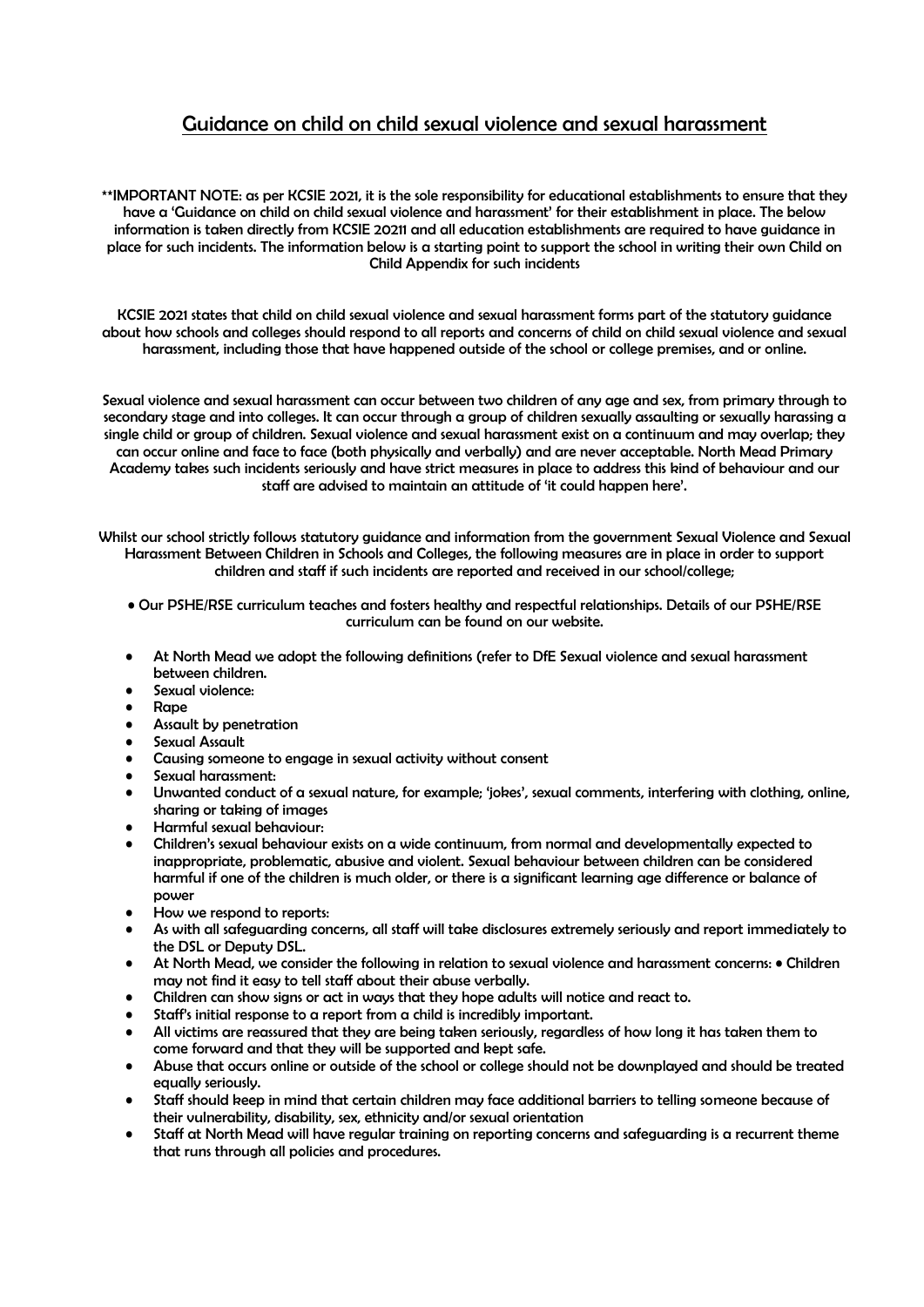# Guidance on child on child sexual violence and sexual harassment

**IMPORTANT NOTE: as per KCSIE 2021, it is the sole responsibility for educational establishments to ensure that they have a 'Guidance on child on child sexual violence and harassment' for their establishment in place. The below information is taken directly from KCSIE 20211 and all education establishments are required to have guidance in place for such incidents. The information below is a starting point to support the school in writing their own Child on Child Appendix for such incidents

KCSIE 2021 states that child on child sexual violence and sexual harassment forms part of the statutory guidance about how schools and colleges should respond to all reports and concerns of child on child sexual violence and sexual harassment, including those that have happened outside of the school or college premises, and or online.

Sexual violence and sexual harassment can occur between two children of any age and sex, from primary through to secondary stage and into colleges. It can occur through a group of children sexually assaulting or sexually harassing a single child or group of children. Sexual violence and sexual harassment exist on a continuum and may overlap; they can occur online and face to face (both physically and verbally) and are never acceptable. North Mead Primary Academy takes such incidents seriously and have strict measures in place to address this kind of behaviour and our staff are advised to maintain an attitude of 'it could happen here'.

Whilst our school strictly follows statutory guidance and information from the government Sexual Violence and Sexual Harassment Between Children in Schools and Colleges, the following measures are in place in order to support children and staff if such incidents are reported and received in our school/college;

- Our PSHE/RSE curriculum teaches and fosters healthy and respectful relationships. Details of our PSHE/RSE curriculum can be found on our website.

- At North Mead we adopt the following definitions (refer to DfE Sexual violence and sexual harassment between children.
- Sexual violence:
- Rape
- Assault by penetration
- Sexual Assault
- Causing someone to engage in sexual activity without consent
- Sexual harassment:
- Unwanted conduct of a sexual nature, for example; 'jokes', sexual comments, interfering with clothing, online, sharing or taking of images
- Harmful sexual behaviour:
- Children's sexual behaviour exists on a wide continuum, from normal and developmentally expected to inappropriate, problematic, abusive and violent. Sexual behaviour between children can be considered harmful if one of the children is much older, or there is a significant learning age difference or balance of power
- How we respond to reports:
- As with all safeguarding concerns, all staff will take disclosures extremely seriously and report immediately to the DSL or Deputy DSL.
- At North Mead, we consider the following in relation to sexual violence and harassment concerns: • Children may not find it easy to tell staff about their abuse verbally.
- Children can show signs or act in ways that they hope adults will notice and react to.
- Staff's initial response to a report from a child is incredibly important.
- All victims are reassured that they are being taken seriously, regardless of how long it has taken them to come forward and that they will be supported and kept safe.
- Abuse that occurs online or outside of the school or college should not be downplayed and should be treated equally seriously.
- Staff should keep in mind that certain children may face additional barriers to telling someone because of their vulnerability, disability, sex, ethnicity and/or sexual orientation
- Staff at North Mead will have regular training on reporting concerns and safeguarding is a recurrent theme that runs through all policies and procedures.